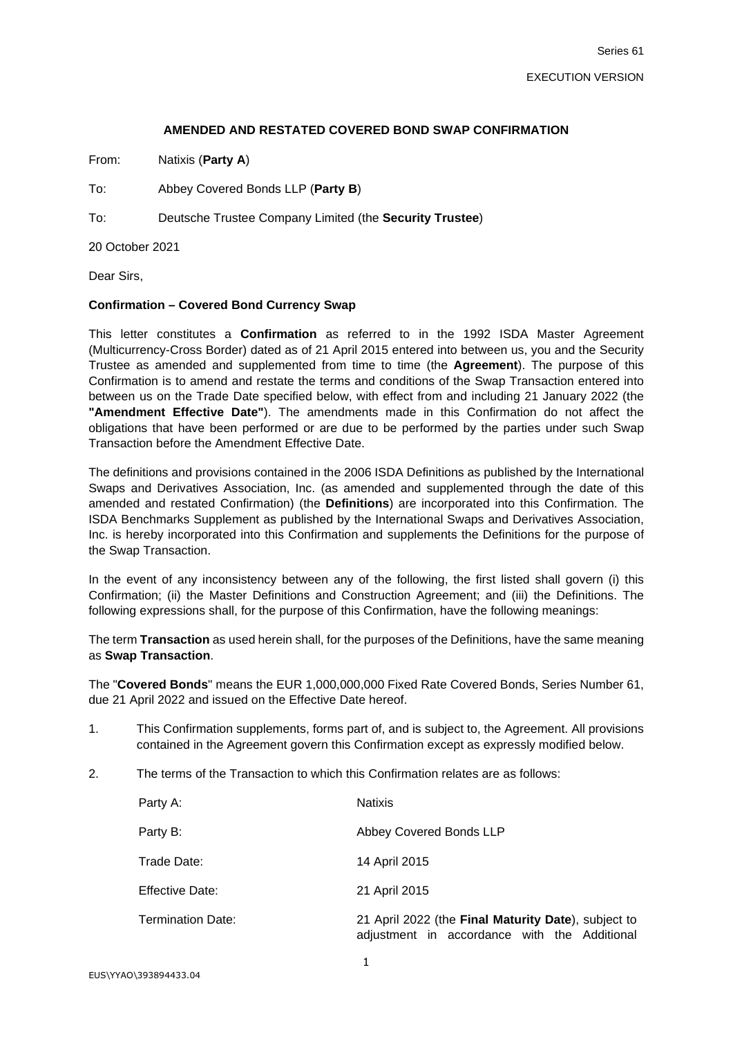Series 61

EXECUTION VERSION

**AMENDED AND RESTATED COVERED BOND SWAP CONFIRMATION**

From: Natixis (**Party A**)

To: Abbey Covered Bonds LLP (**Party B**)

To: Deutsche Trustee Company Limited (the **Security Trustee**)

20 October 2021

Dear Sirs,

**Confirmation – Covered Bond Currency Swap**

This letter constitutes a **Confirmation** as referred to in the 1992 ISDA Master Agreement (Multicurrency-Cross Border) dated as of 21 April 2015 entered into between us, you and the Security Trustee as amended and supplemented from time to time (the **Agreement**). The purpose of this Confirmation is to amend and restate the terms and conditions of the Swap Transaction entered into between us on the Trade Date specified below, with effect from and including 21 January 2022 (the **"Amendment Effective Date"**). The amendments made in this Confirmation do not affect the obligations that have been performed or are due to be performed by the parties under such Swap Transaction before the Amendment Effective Date.

The definitions and provisions contained in the 2006 ISDA Definitions as published by the International Swaps and Derivatives Association, Inc. (as amended and supplemented through the date of this amended and restated Confirmation) (the **Definitions**) are incorporated into this Confirmation. The ISDA Benchmarks Supplement as published by the International Swaps and Derivatives Association, Inc. is hereby incorporated into this Confirmation and supplements the Definitions for the purpose of the Swap Transaction.

In the event of any inconsistency between any of the following, the first listed shall govern (i) this Confirmation; (ii) the Master Definitions and Construction Agreement; and (iii) the Definitions. The following expressions shall, for the purpose of this Confirmation, have the following meanings:

The term **Transaction** as used herein shall, for the purposes of the Definitions, have the same meaning as **Swap Transaction**.

The "**Covered Bonds**" means the EUR 1,000,000,000 Fixed Rate Covered Bonds, Series Number 61, due 21 April 2022 and issued on the Effective Date hereof.

1. This Confirmation supplements, forms part of, and is subject to, the Agreement. All provisions contained in the Agreement govern this Confirmation except as expressly modified below.

2. The terms of the Transaction to which this Confirmation relates are as follows:

| | |
|---|---|
| Party A: | Natixis |
| Party B: | Abbey Covered Bonds LLP |
| Trade Date: | 14 April 2015 |
| Effective Date: | 21 April 2015 |
| Termination Date: | 21 April 2022 (the **Final Maturity Date**), subject to adjustment in accordance with the Additional |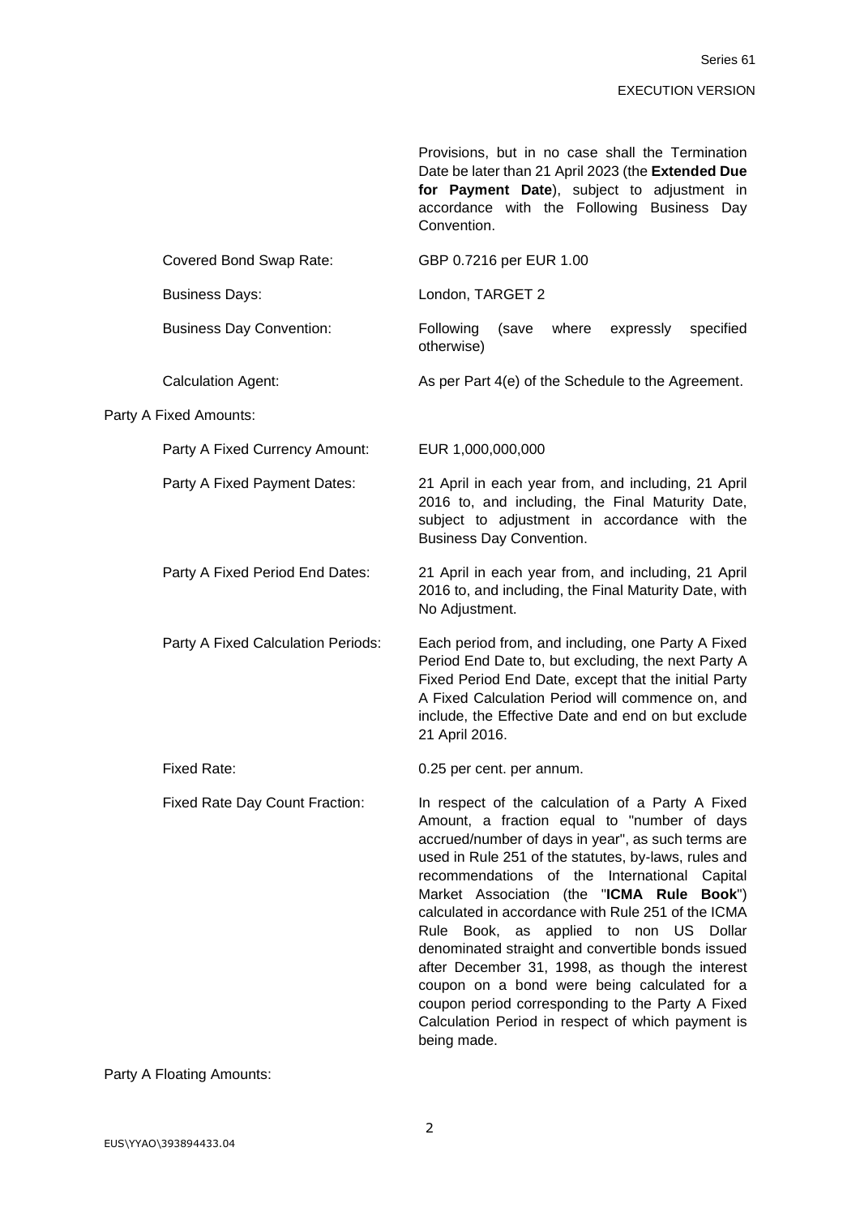| | |
|---|---|
| | Provisions, but in no case shall the Termination Date be later than 21 April 2023 (the **Extended Due for Payment Date**), subject to adjustment in accordance with the Following Business Day Convention. |
| Covered Bond Swap Rate: | GBP 0.7216 per EUR 1.00 |
| Business Days: | London, TARGET 2 |
| Business Day Convention: | Following (save where expressly specified otherwise) |
| Calculation Agent: | As per Part 4(e) of the Schedule to the Agreement. |

Party A Fixed Amounts:

| | |
|---|---|
| Party A Fixed Currency Amount: | EUR 1,000,000,000 |
| Party A Fixed Payment Dates: | 21 April in each year from, and including, 21 April 2016 to, and including, the Final Maturity Date, subject to adjustment in accordance with the Business Day Convention. |
| Party A Fixed Period End Dates: | 21 April in each year from, and including, 21 April 2016 to, and including, the Final Maturity Date, with No Adjustment. |
| Party A Fixed Calculation Periods: | Each period from, and including, one Party A Fixed Period End Date to, but excluding, the next Party A Fixed Period End Date, except that the initial Party A Fixed Calculation Period will commence on, and include, the Effective Date and end on but exclude 21 April 2016. |
| Fixed Rate: | 0.25 per cent. per annum. |
| Fixed Rate Day Count Fraction: | In respect of the calculation of a Party A Fixed Amount, a fraction equal to "number of days accrued/number of days in year", as such terms are used in Rule 251 of the statutes, by-laws, rules and recommendations of the International Capital Market Association (the "**ICMA Rule Book**") calculated in accordance with Rule 251 of the ICMA Rule Book, as applied to non US Dollar denominated straight and convertible bonds issued after December 31, 1998, as though the interest coupon on a bond were being calculated for a coupon period corresponding to the Party A Fixed Calculation Period in respect of which payment is being made. |

Party A Floating Amounts: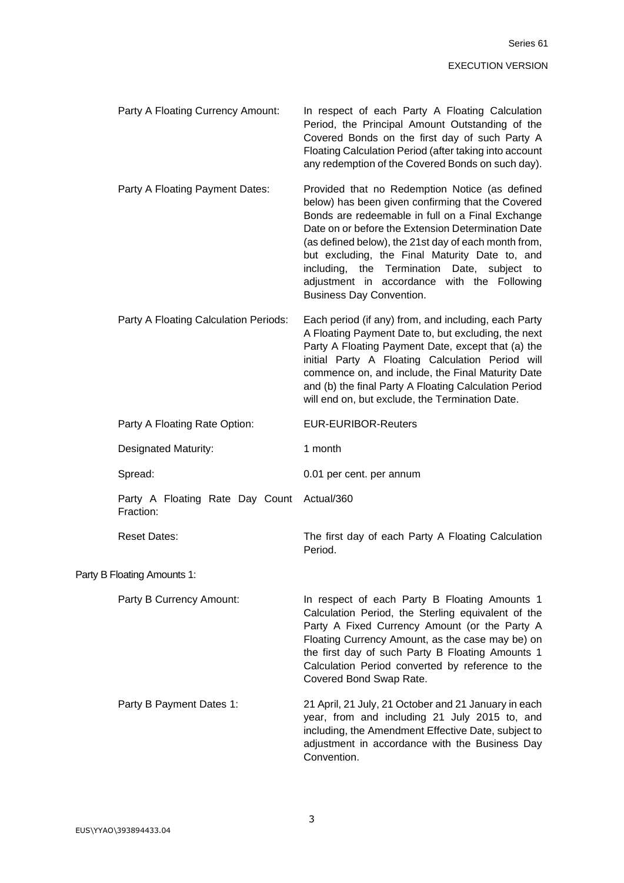| | |
|---|---|
| Party A Floating Currency Amount: | In respect of each Party A Floating Calculation Period, the Principal Amount Outstanding of the Covered Bonds on the first day of such Party A Floating Calculation Period (after taking into account any redemption of the Covered Bonds on such day). |
| Party A Floating Payment Dates: | Provided that no Redemption Notice (as defined below) has been given confirming that the Covered Bonds are redeemable in full on a Final Exchange Date on or before the Extension Determination Date (as defined below), the 21st day of each month from, but excluding, the Final Maturity Date to, and including, the Termination Date, subject to adjustment in accordance with the Following Business Day Convention. |
| Party A Floating Calculation Periods: | Each period (if any) from, and including, each Party A Floating Payment Date to, but excluding, the next Party A Floating Payment Date, except that (a) the initial Party A Floating Calculation Period will commence on, and include, the Final Maturity Date and (b) the final Party A Floating Calculation Period will end on, but exclude, the Termination Date. |
| Party A Floating Rate Option: | EUR-EURIBOR-Reuters |
| Designated Maturity: | 1 month |
| Spread: | 0.01 per cent. per annum |
| Party A Floating Rate Day Count Fraction: | Actual/360 |
| Reset Dates: | The first day of each Party A Floating Calculation Period. |

Party B Floating Amounts 1:

| | |
|---|---|
| Party B Currency Amount: | In respect of each Party B Floating Amounts 1 Calculation Period, the Sterling equivalent of the Party A Fixed Currency Amount (or the Party A Floating Currency Amount, as the case may be) on the first day of such Party B Floating Amounts 1 Calculation Period converted by reference to the Covered Bond Swap Rate. |
| Party B Payment Dates 1: | 21 April, 21 July, 21 October and 21 January in each year, from and including 21 July 2015 to, and including, the Amendment Effective Date, subject to adjustment in accordance with the Business Day Convention. |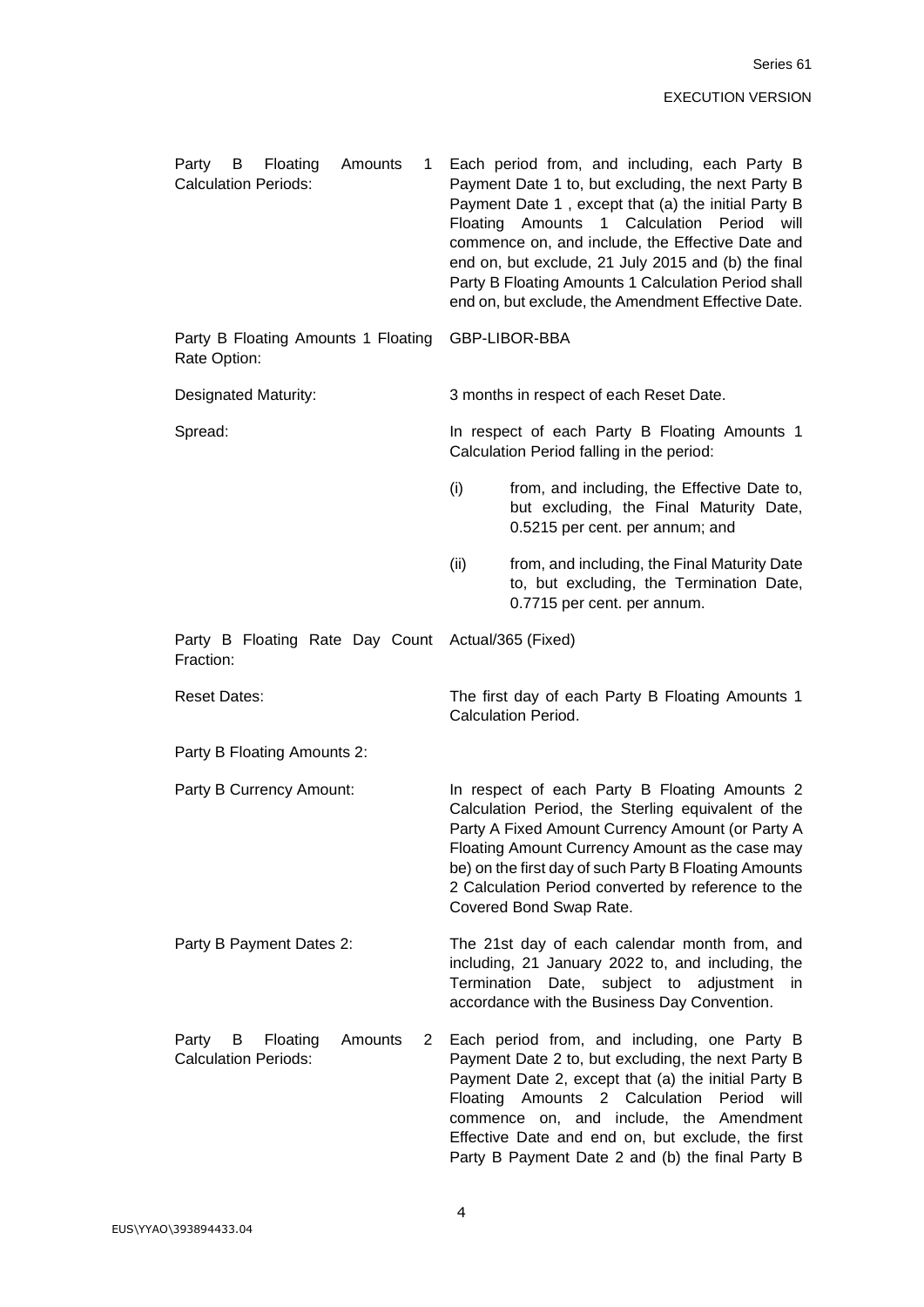| | |
|---|---|
| Party B Floating Amounts 1 Calculation Periods: | Each period from, and including, each Party B Payment Date 1 to, but excluding, the next Party B Payment Date 1 , except that (a) the initial Party B Floating Amounts 1 Calculation Period will commence on, and include, the Effective Date and end on, but exclude, 21 July 2015 and (b) the final Party B Floating Amounts 1 Calculation Period shall end on, but exclude, the Amendment Effective Date. |
| Party B Floating Amounts 1 Floating Rate Option: | GBP-LIBOR-BBA |
| Designated Maturity: | 3 months in respect of each Reset Date. |
| Spread: | In respect of each Party B Floating Amounts 1 Calculation Period falling in the period:<br><br>(i) from, and including, the Effective Date to, but excluding, the Final Maturity Date, 0.5215 per cent. per annum; and<br><br>(ii) from, and including, the Final Maturity Date to, but excluding, the Termination Date, 0.7715 per cent. per annum. |
| Party B Floating Rate Day Count Fraction: | Actual/365 (Fixed) |
| Reset Dates: | The first day of each Party B Floating Amounts 1 Calculation Period. |
| Party B Floating Amounts 2: | |
| Party B Currency Amount: | In respect of each Party B Floating Amounts 2 Calculation Period, the Sterling equivalent of the Party A Fixed Amount Currency Amount (or Party A Floating Amount Currency Amount as the case may be) on the first day of such Party B Floating Amounts 2 Calculation Period converted by reference to the Covered Bond Swap Rate. |
| Party B Payment Dates 2: | The 21st day of each calendar month from, and including, 21 January 2022 to, and including, the Termination Date, subject to adjustment in accordance with the Business Day Convention. |
| Party B Floating Amounts 2 Calculation Periods: | Each period from, and including, one Party B Payment Date 2 to, but excluding, the next Party B Payment Date 2, except that (a) the initial Party B Floating Amounts 2 Calculation Period will commence on, and include, the Amendment Effective Date and end on, but exclude, the first Party B Payment Date 2 and (b) the final Party B |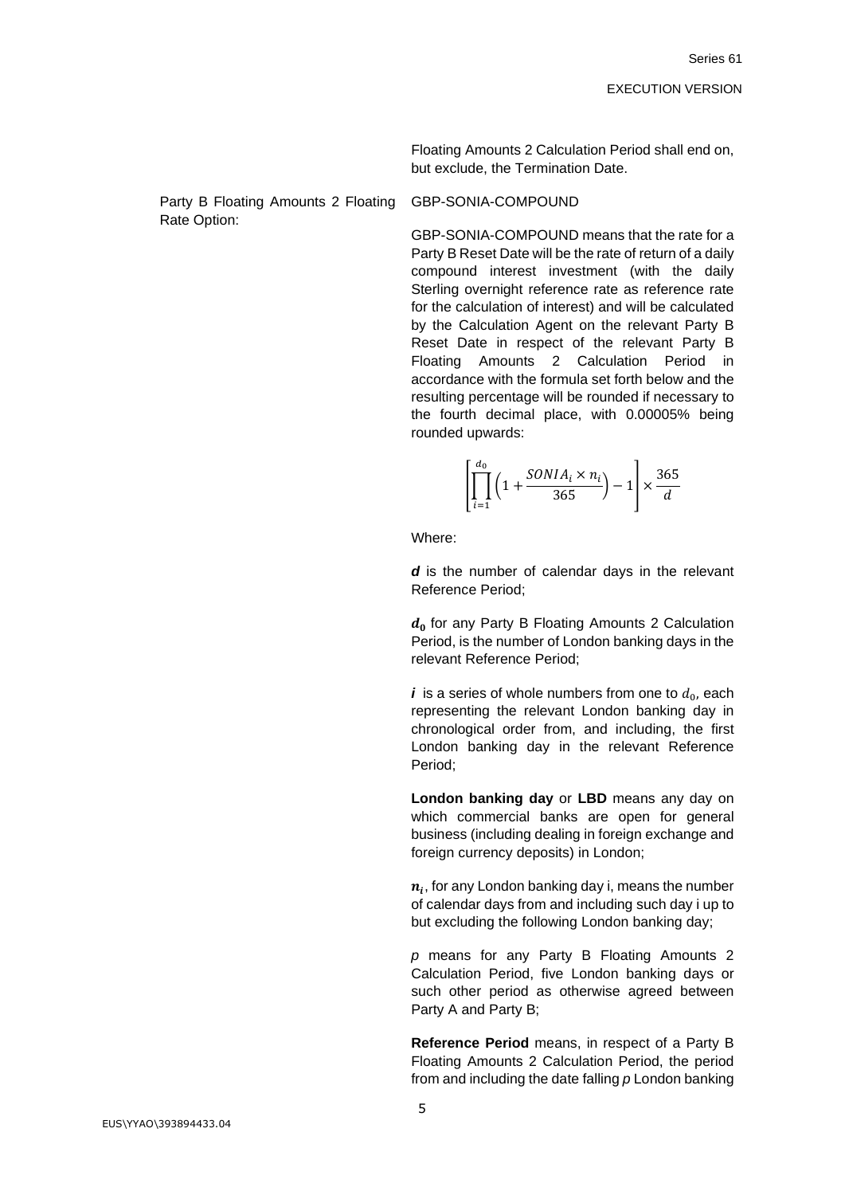Floating Amounts 2 Calculation Period shall end on, but exclude, the Termination Date.

| | |
|---|---|
| Party B Floating Amounts 2 Floating Rate Option: | GBP-SONIA-COMPOUND |

GBP-SONIA-COMPOUND means that the rate for a Party B Reset Date will be the rate of return of a daily compound interest investment (with the daily Sterling overnight reference rate as reference rate for the calculation of interest) and will be calculated by the Calculation Agent on the relevant Party B Reset Date in respect of the relevant Party B Floating Amounts 2 Calculation Period in accordance with the formula set forth below and the resulting percentage will be rounded if necessary to the fourth decimal place, with 0.00005% being rounded upwards:

$$\left[\prod_{i=1}^{d_0}\left(1+\frac{SONIA_i \times n_i}{365}\right)-1\right]\times\frac{365}{d}$$

Where:

***d*** is the number of calendar days in the relevant Reference Period;

$d_0$ for any Party B Floating Amounts 2 Calculation Period, is the number of London banking days in the relevant Reference Period;

***i*** is a series of whole numbers from one to $d_0$, each representing the relevant London banking day in chronological order from, and including, the first London banking day in the relevant Reference Period;

**London banking day** or **LBD** means any day on which commercial banks are open for general business (including dealing in foreign exchange and foreign currency deposits) in London;

$n_i$, for any London banking day i, means the number of calendar days from and including such day i up to but excluding the following London banking day;

*p* means for any Party B Floating Amounts 2 Calculation Period, five London banking days or such other period as otherwise agreed between Party A and Party B;

**Reference Period** means, in respect of a Party B Floating Amounts 2 Calculation Period, the period from and including the date falling *p* London banking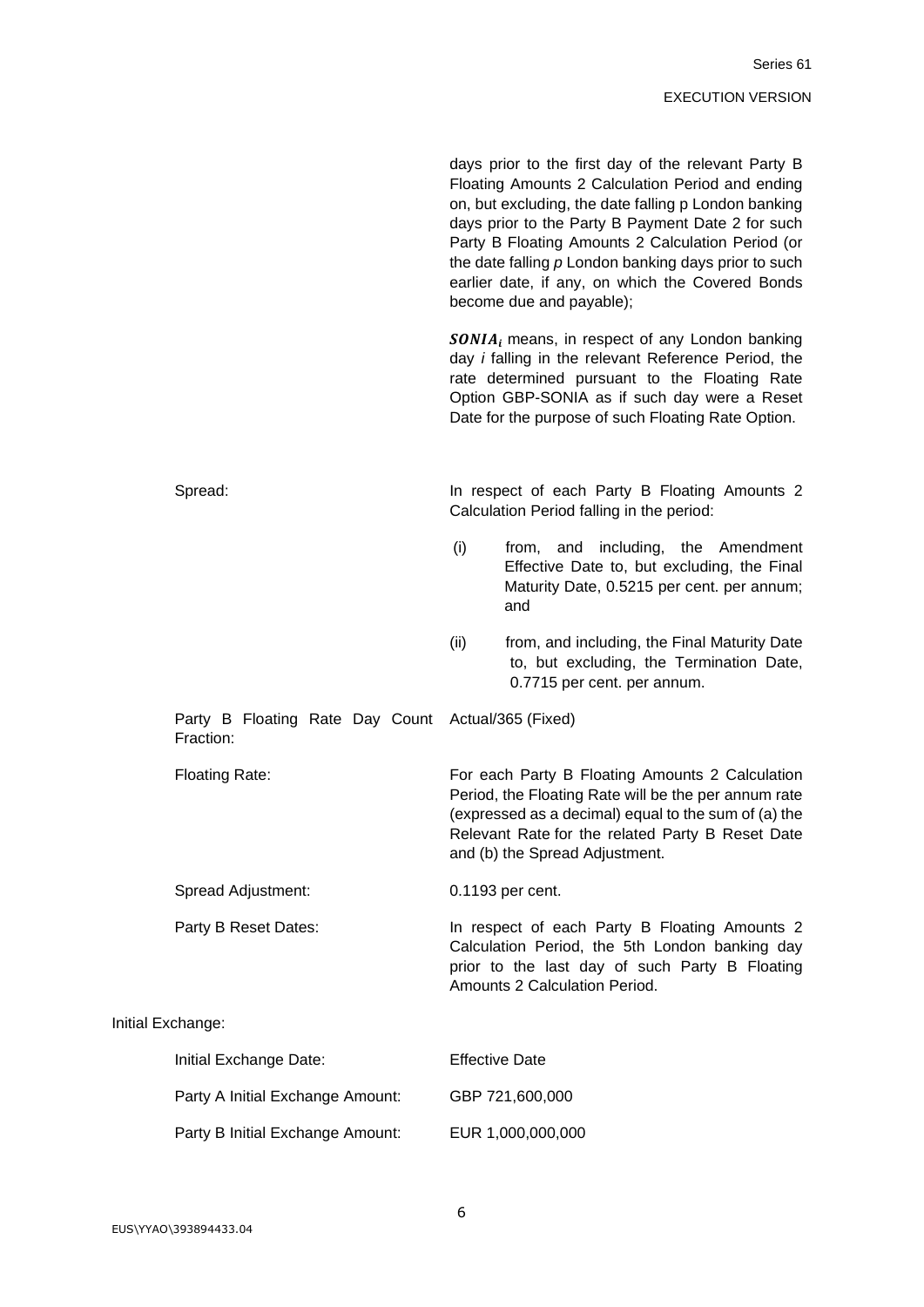days prior to the first day of the relevant Party B Floating Amounts 2 Calculation Period and ending on, but excluding, the date falling p London banking days prior to the Party B Payment Date 2 for such Party B Floating Amounts 2 Calculation Period (or the date falling *p* London banking days prior to such earlier date, if any, on which the Covered Bonds become due and payable);

$SONIA_i$ means, in respect of any London banking day *i* falling in the relevant Reference Period, the rate determined pursuant to the Floating Rate Option GBP-SONIA as if such day were a Reset Date for the purpose of such Floating Rate Option.

Spread: In respect of each Party B Floating Amounts 2 Calculation Period falling in the period:

(i) from, and including, the Amendment Effective Date to, but excluding, the Final Maturity Date, 0.5215 per cent. per annum; and

(ii) from, and including, the Final Maturity Date to, but excluding, the Termination Date, 0.7715 per cent. per annum.

Party B Floating Rate Day Count Fraction: Actual/365 (Fixed)

Floating Rate: For each Party B Floating Amounts 2 Calculation Period, the Floating Rate will be the per annum rate (expressed as a decimal) equal to the sum of (a) the Relevant Rate for the related Party B Reset Date and (b) the Spread Adjustment.

Spread Adjustment: 0.1193 per cent.

Party B Reset Dates: In respect of each Party B Floating Amounts 2 Calculation Period, the 5th London banking day prior to the last day of such Party B Floating Amounts 2 Calculation Period.

Initial Exchange:

Initial Exchange Date: Effective Date

Party A Initial Exchange Amount: GBP 721,600,000

Party B Initial Exchange Amount: EUR 1,000,000,000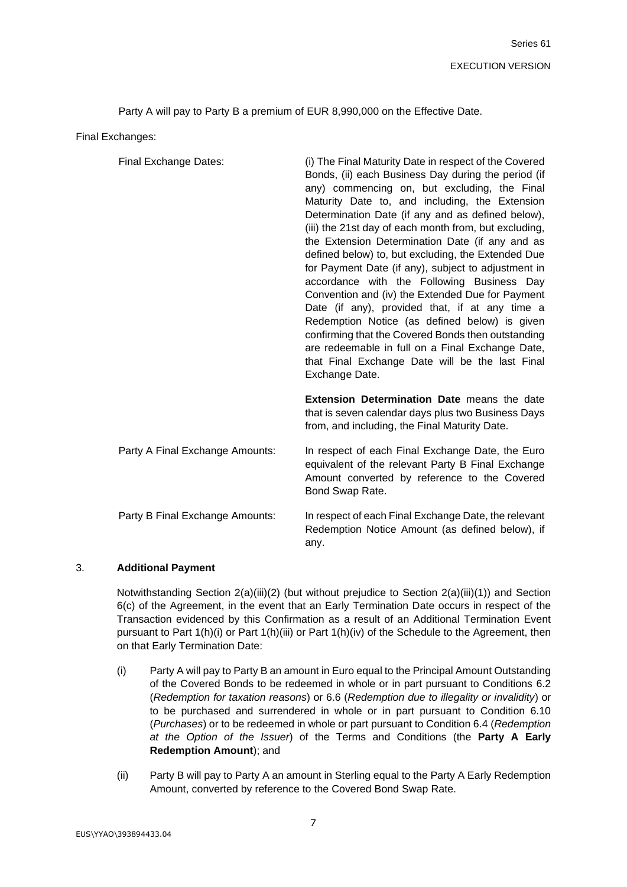Party A will pay to Party B a premium of EUR 8,990,000 on the Effective Date.

Final Exchanges:

| | |
|---|---|
| Final Exchange Dates: | (i) The Final Maturity Date in respect of the Covered Bonds, (ii) each Business Day during the period (if any) commencing on, but excluding, the Final Maturity Date to, and including, the Extension Determination Date (if any and as defined below), (iii) the 21st day of each month from, but excluding, the Extension Determination Date (if any and as defined below) to, but excluding, the Extended Due for Payment Date (if any), subject to adjustment in accordance with the Following Business Day Convention and (iv) the Extended Due for Payment Date (if any), provided that, if at any time a Redemption Notice (as defined below) is given confirming that the Covered Bonds then outstanding are redeemable in full on a Final Exchange Date, that Final Exchange Date will be the last Final Exchange Date.<br><br>**Extension Determination Date** means the date that is seven calendar days plus two Business Days from, and including, the Final Maturity Date. |
| Party A Final Exchange Amounts: | In respect of each Final Exchange Date, the Euro equivalent of the relevant Party B Final Exchange Amount converted by reference to the Covered Bond Swap Rate. |
| Party B Final Exchange Amounts: | In respect of each Final Exchange Date, the relevant Redemption Notice Amount (as defined below), if any. |

3. **Additional Payment**

Notwithstanding Section 2(a)(iii)(2) (but without prejudice to Section 2(a)(iii)(1)) and Section 6(c) of the Agreement, in the event that an Early Termination Date occurs in respect of the Transaction evidenced by this Confirmation as a result of an Additional Termination Event pursuant to Part 1(h)(i) or Part 1(h)(iii) or Part 1(h)(iv) of the Schedule to the Agreement, then on that Early Termination Date:

(i) Party A will pay to Party B an amount in Euro equal to the Principal Amount Outstanding of the Covered Bonds to be redeemed in whole or in part pursuant to Conditions 6.2 (*Redemption for taxation reasons*) or 6.6 (*Redemption due to illegality or invalidity*) or to be purchased and surrendered in whole or in part pursuant to Condition 6.10 (*Purchases*) or to be redeemed in whole or part pursuant to Condition 6.4 (*Redemption at the Option of the Issuer*) of the Terms and Conditions (the **Party A Early Redemption Amount**); and

(ii) Party B will pay to Party A an amount in Sterling equal to the Party A Early Redemption Amount, converted by reference to the Covered Bond Swap Rate.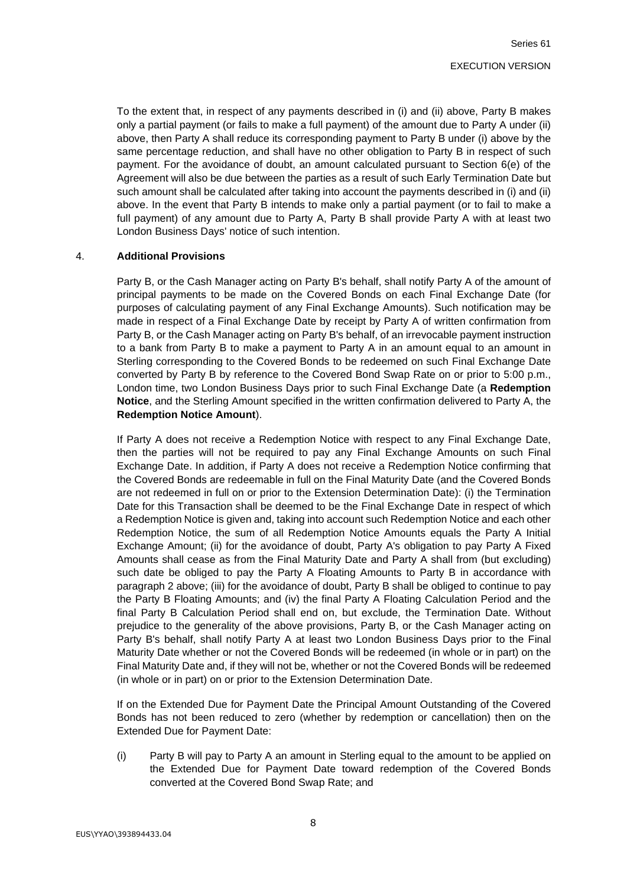To the extent that, in respect of any payments described in (i) and (ii) above, Party B makes only a partial payment (or fails to make a full payment) of the amount due to Party A under (ii) above, then Party A shall reduce its corresponding payment to Party B under (i) above by the same percentage reduction, and shall have no other obligation to Party B in respect of such payment. For the avoidance of doubt, an amount calculated pursuant to Section 6(e) of the Agreement will also be due between the parties as a result of such Early Termination Date but such amount shall be calculated after taking into account the payments described in (i) and (ii) above. In the event that Party B intends to make only a partial payment (or to fail to make a full payment) of any amount due to Party A, Party B shall provide Party A with at least two London Business Days' notice of such intention.

## 4. **Additional Provisions**

Party B, or the Cash Manager acting on Party B's behalf, shall notify Party A of the amount of principal payments to be made on the Covered Bonds on each Final Exchange Date (for purposes of calculating payment of any Final Exchange Amounts). Such notification may be made in respect of a Final Exchange Date by receipt by Party A of written confirmation from Party B, or the Cash Manager acting on Party B's behalf, of an irrevocable payment instruction to a bank from Party B to make a payment to Party A in an amount equal to an amount in Sterling corresponding to the Covered Bonds to be redeemed on such Final Exchange Date converted by Party B by reference to the Covered Bond Swap Rate on or prior to 5:00 p.m., London time, two London Business Days prior to such Final Exchange Date (a **Redemption Notice**, and the Sterling Amount specified in the written confirmation delivered to Party A, the **Redemption Notice Amount**).

If Party A does not receive a Redemption Notice with respect to any Final Exchange Date, then the parties will not be required to pay any Final Exchange Amounts on such Final Exchange Date. In addition, if Party A does not receive a Redemption Notice confirming that the Covered Bonds are redeemable in full on the Final Maturity Date (and the Covered Bonds are not redeemed in full on or prior to the Extension Determination Date): (i) the Termination Date for this Transaction shall be deemed to be the Final Exchange Date in respect of which a Redemption Notice is given and, taking into account such Redemption Notice and each other Redemption Notice, the sum of all Redemption Notice Amounts equals the Party A Initial Exchange Amount; (ii) for the avoidance of doubt, Party A's obligation to pay Party A Fixed Amounts shall cease as from the Final Maturity Date and Party A shall from (but excluding) such date be obliged to pay the Party A Floating Amounts to Party B in accordance with paragraph 2 above; (iii) for the avoidance of doubt, Party B shall be obliged to continue to pay the Party B Floating Amounts; and (iv) the final Party A Floating Calculation Period and the final Party B Calculation Period shall end on, but exclude, the Termination Date. Without prejudice to the generality of the above provisions, Party B, or the Cash Manager acting on Party B's behalf, shall notify Party A at least two London Business Days prior to the Final Maturity Date whether or not the Covered Bonds will be redeemed (in whole or in part) on the Final Maturity Date and, if they will not be, whether or not the Covered Bonds will be redeemed (in whole or in part) on or prior to the Extension Determination Date.

If on the Extended Due for Payment Date the Principal Amount Outstanding of the Covered Bonds has not been reduced to zero (whether by redemption or cancellation) then on the Extended Due for Payment Date:

(i) Party B will pay to Party A an amount in Sterling equal to the amount to be applied on the Extended Due for Payment Date toward redemption of the Covered Bonds converted at the Covered Bond Swap Rate; and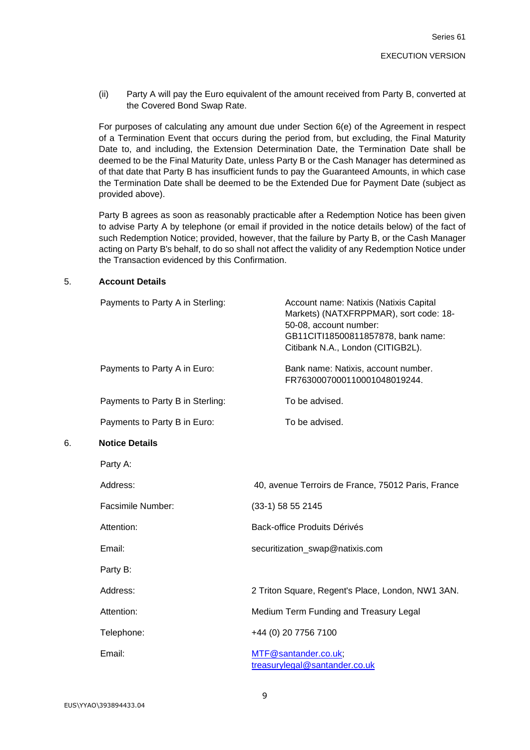(ii) Party A will pay the Euro equivalent of the amount received from Party B, converted at the Covered Bond Swap Rate.

For purposes of calculating any amount due under Section 6(e) of the Agreement in respect of a Termination Event that occurs during the period from, but excluding, the Final Maturity Date to, and including, the Extension Determination Date, the Termination Date shall be deemed to be the Final Maturity Date, unless Party B or the Cash Manager has determined as of that date that Party B has insufficient funds to pay the Guaranteed Amounts, in which case the Termination Date shall be deemed to be the Extended Due for Payment Date (subject as provided above).

Party B agrees as soon as reasonably practicable after a Redemption Notice has been given to advise Party A by telephone (or email if provided in the notice details below) of the fact of such Redemption Notice; provided, however, that the failure by Party B, or the Cash Manager acting on Party B's behalf, to do so shall not affect the validity of any Redemption Notice under the Transaction evidenced by this Confirmation.

## 5. Account Details

| | |
|---|---|
| Payments to Party A in Sterling: | Account name: Natixis (Natixis Capital Markets) (NATXFRPPMAR), sort code: 18-50-08, account number: GB11CITI18500811857878, bank name: Citibank N.A., London (CITIGB2L). |
| Payments to Party A in Euro: | Bank name: Natixis, account number. FR7630007000110001048019244. |
| Payments to Party B in Sterling: | To be advised. |
| Payments to Party B in Euro: | To be advised. |

## 6. Notice Details

Party A:

| | |
|---|---|
| Address: | 40, avenue Terroirs de France, 75012 Paris, France |
| Facsimile Number: | (33-1) 58 55 2145 |
| Attention: | Back-office Produits Dérivés |
| Email: | securitization_swap@natixis.com |

Party B:

| | |
|---|---|
| Address: | 2 Triton Square, Regent's Place, London, NW1 3AN. |
| Attention: | Medium Term Funding and Treasury Legal |
| Telephone: | +44 (0) 20 7756 7100 |
| Email: | MTF@santander.co.uk; treasurylegal@santander.co.uk |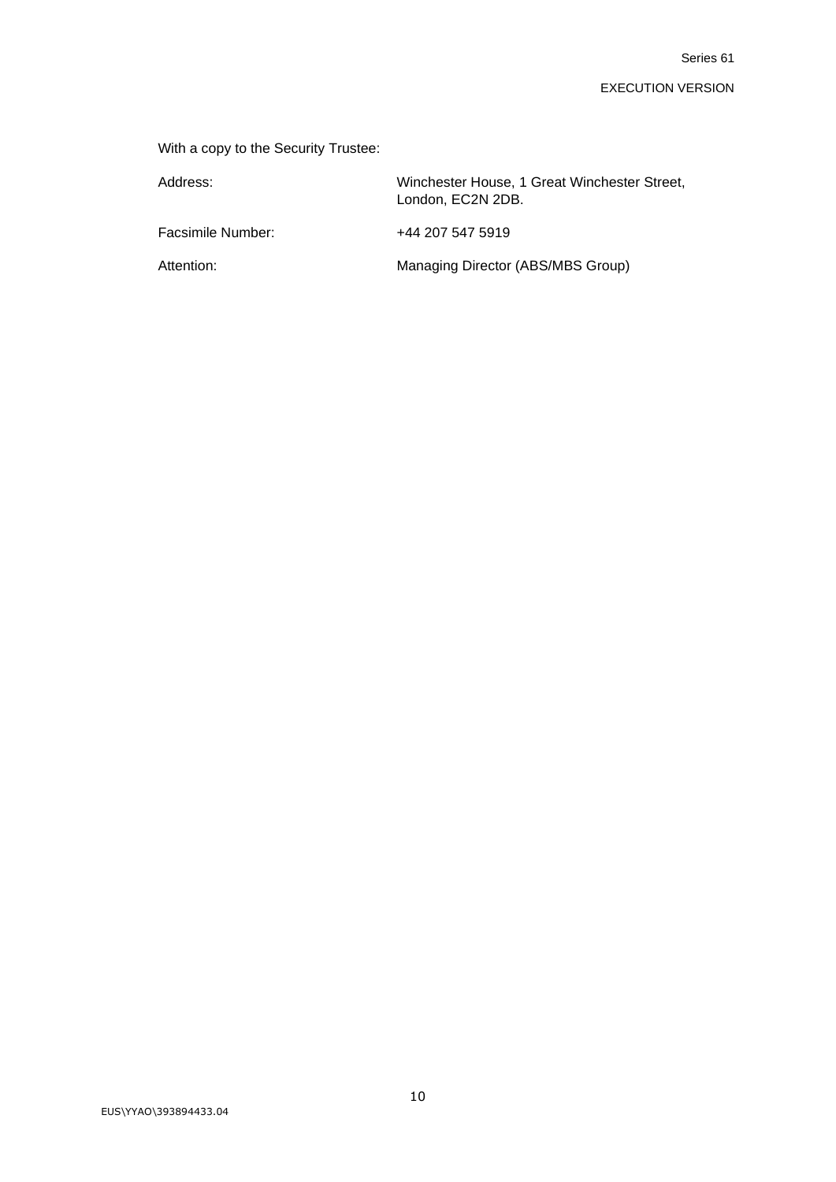With a copy to the Security Trustee:

| | |
|---|---|
| Address: | Winchester House, 1 Great Winchester Street, London, EC2N 2DB. |
| Facsimile Number: | +44 207 547 5919 |
| Attention: | Managing Director (ABS/MBS Group) |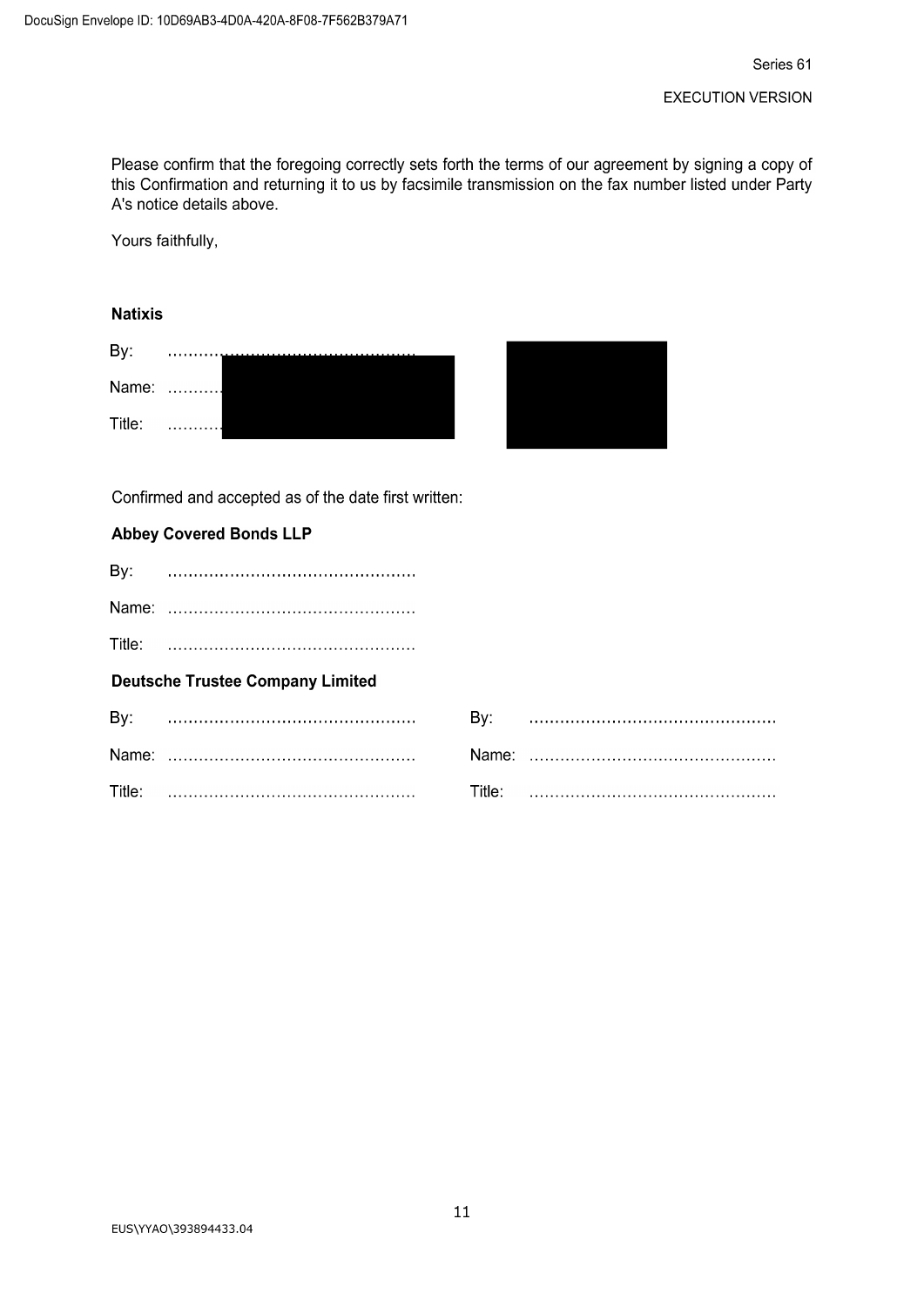Please confirm that the foregoing correctly sets forth the terms of our agreement by signing a copy of this Confirmation and returning it to us by facsimile transmission on the fax number listed under Party A's notice details above.

Yours faithfully,

**Natixis**

By: ………………………………………

Name: ………

Title: ………

Confirmed and accepted as of the date first written:

**Abbey Covered Bonds LLP**

By: ………………………………………

Name: ………………………………………

Title: ………………………………………

**Deutsche Trustee Company Limited**

By: ………………………………………

Name: ………………………………………

Title: ………………………………………

By: ………………………………………

Name: ………………………………………

Title: ………………………………………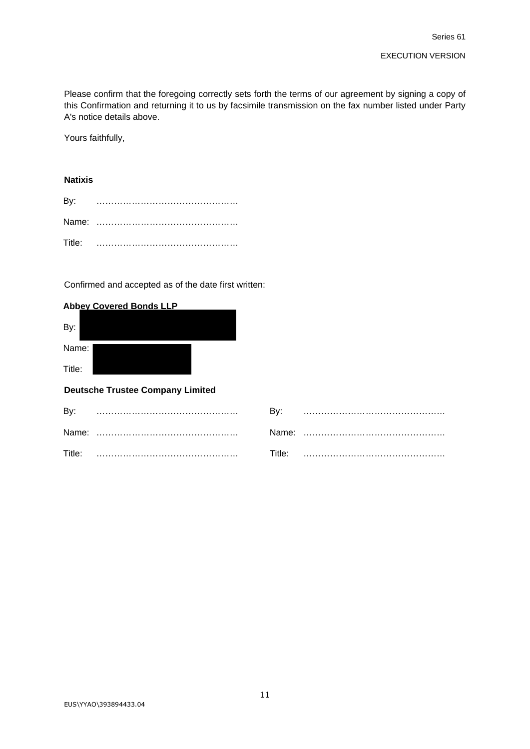Please confirm that the foregoing correctly sets forth the terms of our agreement by signing a copy of this Confirmation and returning it to us by facsimile transmission on the fax number listed under Party A's notice details above.

Yours faithfully,

**Natixis**

By: ………………………………………….

Name: ………………………………………….

Title: ………………………………………….

Confirmed and accepted as of the date first written:

**Abbey Covered Bonds LLP**

By:

Name:

Title:

**Deutsche Trustee Company Limited**

| | | | |
|---|---|---|---|
| By: | …………………………………………. | By: | …………………………………………. |
| Name: | …………………………………………. | Name: | …………………………………………. |
| Title: | …………………………………………. | Title: | …………………………………………. |

EUS\YYAO\393894433.04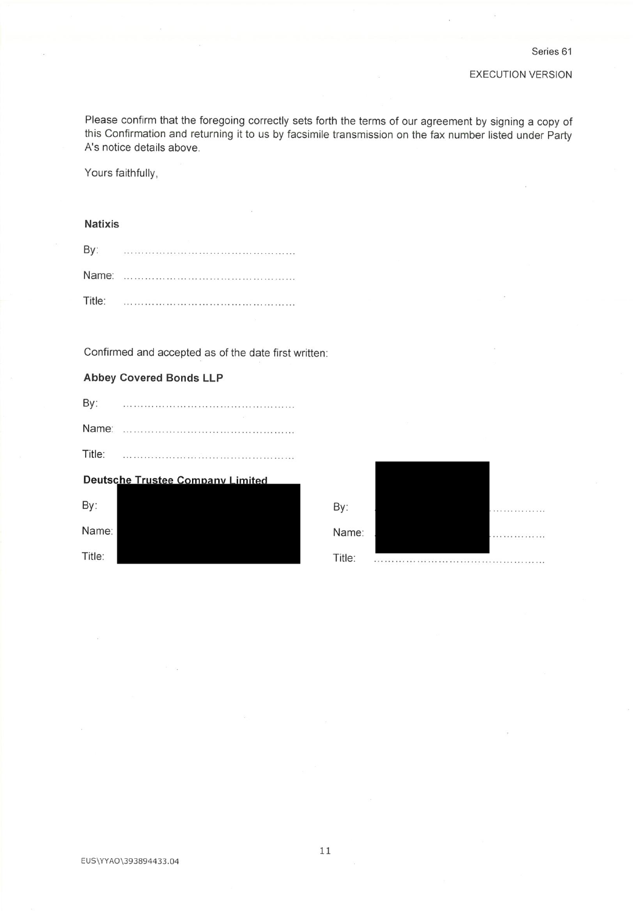Series 61

EXECUTION VERSION

Please confirm that the foregoing correctly sets forth the terms of our agreement by signing a copy of this Confirmation and returning it to us by facsimile transmission on the fax number listed under Party A's notice details above.

Yours faithfully,

**Natixis**

By: ..............................................

Name: ..............................................

Title: ..............................................

Confirmed and accepted as of the date first written:

**Abbey Covered Bonds LLP**

By: ..............................................

Name: ..............................................

Title: ..............................................

**Deutsche Trustee Company Limited**

By:

Name:

Title:

By: ..............................................

Name: ..............................................

Title: ..............................................

EUS\YYAO\393894433.04